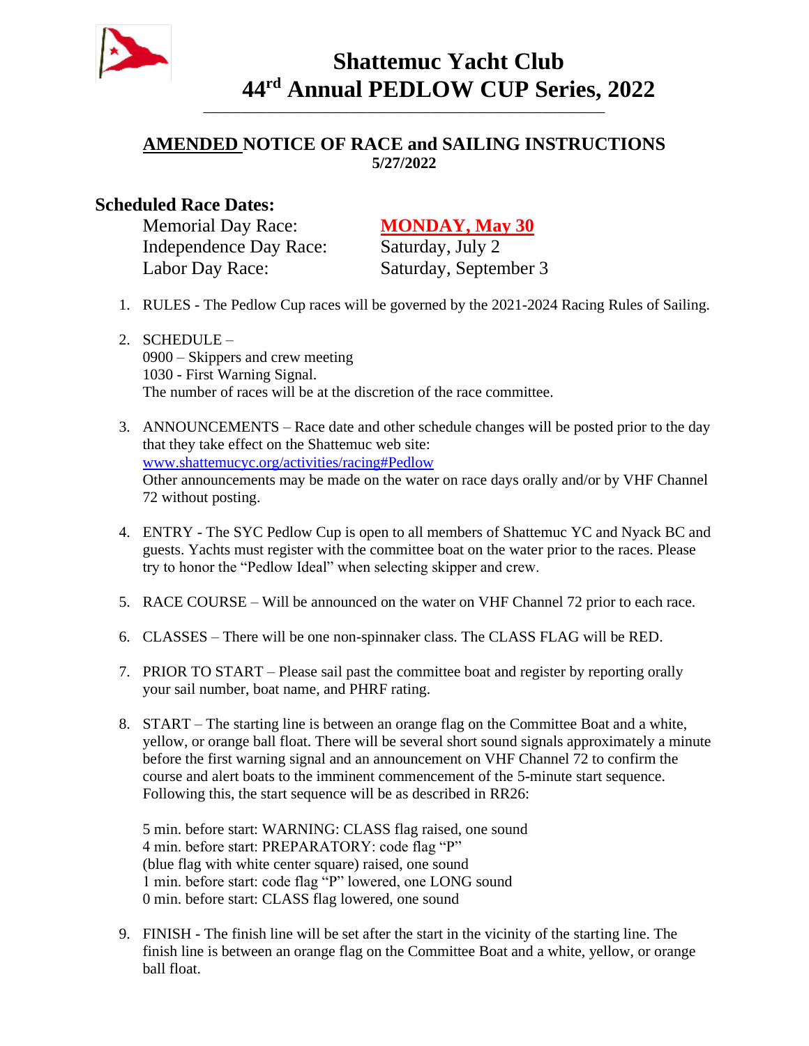# Shattemuc Yacht Club
# 44rd Annual PEDLOW CUP Series, 2022

## AMENDED NOTICE OF RACE and SAILING INSTRUCTIONS
**5/27/2022**

### Scheduled Race Dates:

| | |
|---|---|
| Memorial Day Race: | **MONDAY, May 30** |
| Independence Day Race: | Saturday, July 2 |
| Labor Day Race: | Saturday, September 3 |

1. RULES - The Pedlow Cup races will be governed by the 2021-2024 Racing Rules of Sailing.

2. SCHEDULE –
   0900 – Skippers and crew meeting
   1030 - First Warning Signal.
   The number of races will be at the discretion of the race committee.

3. ANNOUNCEMENTS – Race date and other schedule changes will be posted prior to the day that they take effect on the Shattemuc web site:
   www.shattemucyc.org/activities/racing#Pedlow
   Other announcements may be made on the water on race days orally and/or by VHF Channel 72 without posting.

4. ENTRY - The SYC Pedlow Cup is open to all members of Shattemuc YC and Nyack BC and guests. Yachts must register with the committee boat on the water prior to the races. Please try to honor the "Pedlow Ideal" when selecting skipper and crew.

5. RACE COURSE – Will be announced on the water on VHF Channel 72 prior to each race.

6. CLASSES – There will be one non-spinnaker class. The CLASS FLAG will be RED.

7. PRIOR TO START – Please sail past the committee boat and register by reporting orally your sail number, boat name, and PHRF rating.

8. START – The starting line is between an orange flag on the Committee Boat and a white, yellow, or orange ball float. There will be several short sound signals approximately a minute before the first warning signal and an announcement on VHF Channel 72 to confirm the course and alert boats to the imminent commencement of the 5-minute start sequence. Following this, the start sequence will be as described in RR26:

   5 min. before start: WARNING: CLASS flag raised, one sound
   4 min. before start: PREPARATORY: code flag "P"
   (blue flag with white center square) raised, one sound
   1 min. before start: code flag "P" lowered, one LONG sound
   0 min. before start: CLASS flag lowered, one sound

9. FINISH - The finish line will be set after the start in the vicinity of the starting line. The finish line is between an orange flag on the Committee Boat and a white, yellow, or orange ball float.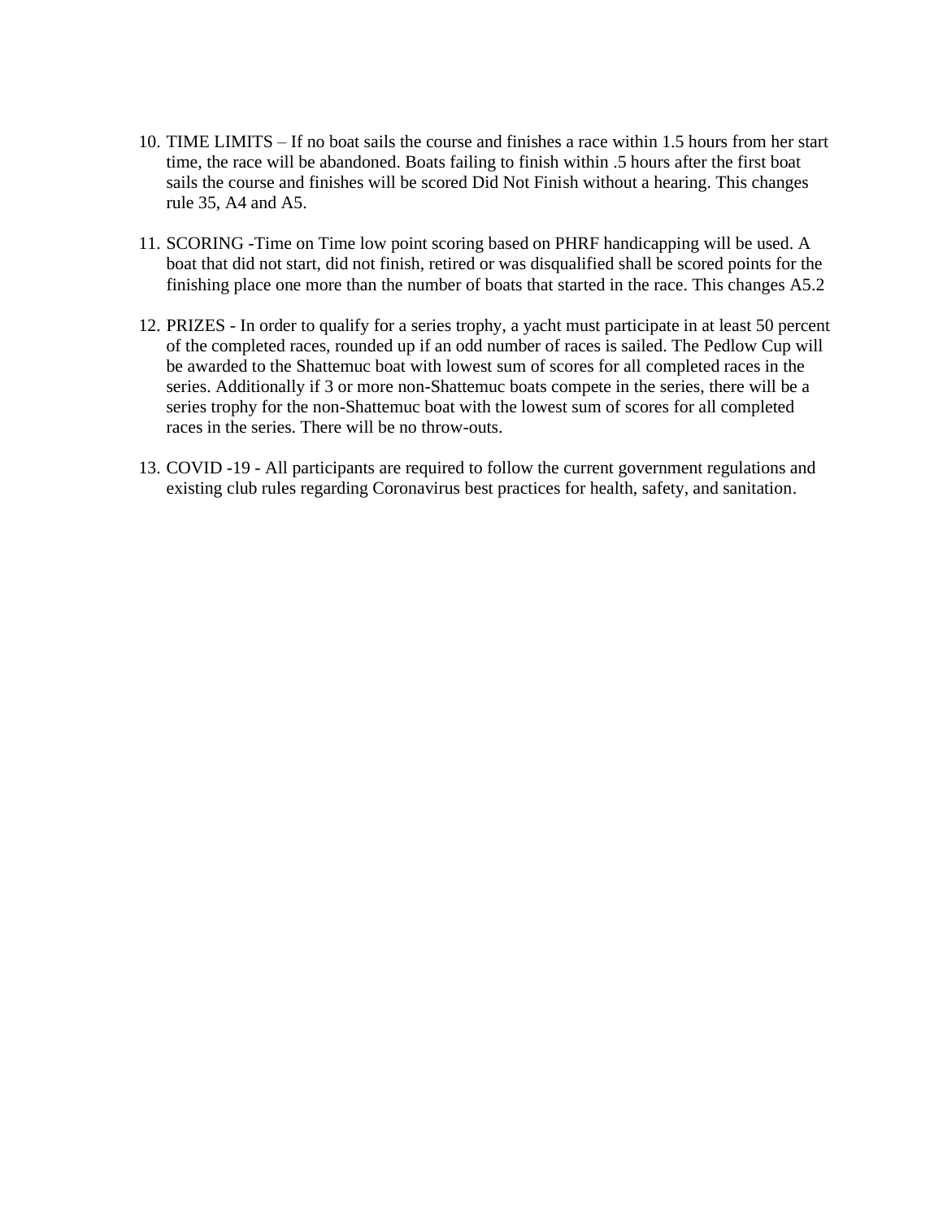10. TIME LIMITS – If no boat sails the course and finishes a race within 1.5 hours from her start time, the race will be abandoned. Boats failing to finish within .5 hours after the first boat sails the course and finishes will be scored Did Not Finish without a hearing. This changes rule 35, A4 and A5.

11. SCORING -Time on Time low point scoring based on PHRF handicapping will be used. A boat that did not start, did not finish, retired or was disqualified shall be scored points for the finishing place one more than the number of boats that started in the race. This changes A5.2

12. PRIZES - In order to qualify for a series trophy, a yacht must participate in at least 50 percent of the completed races, rounded up if an odd number of races is sailed. The Pedlow Cup will be awarded to the Shattemuc boat with lowest sum of scores for all completed races in the series. Additionally if 3 or more non-Shattemuc boats compete in the series, there will be a series trophy for the non-Shattemuc boat with the lowest sum of scores for all completed races in the series. There will be no throw-outs.

13. COVID -19 - All participants are required to follow the current government regulations and existing club rules regarding Coronavirus best practices for health, safety, and sanitation.